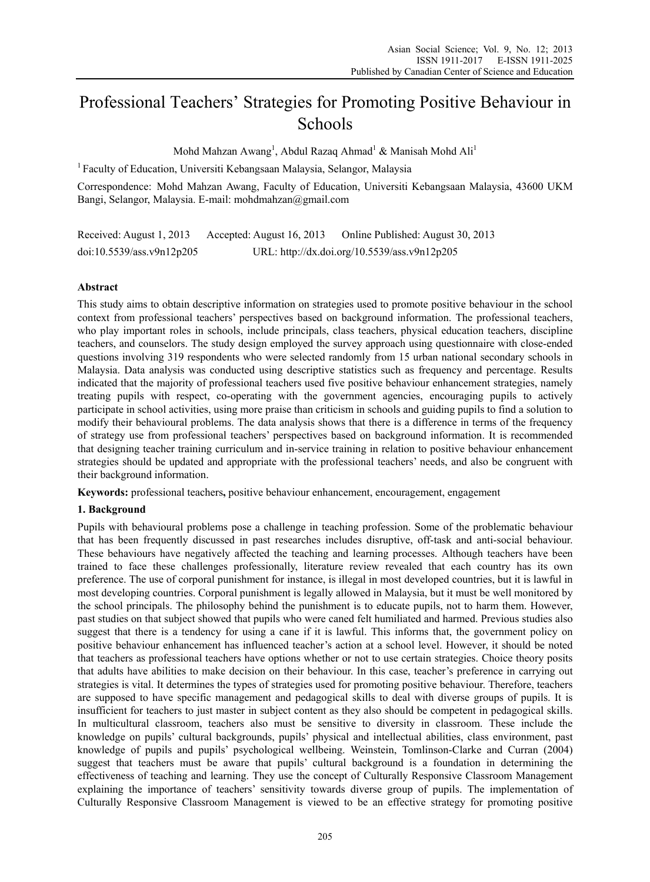# Professional Teachers' Strategies for Promoting Positive Behaviour in Schools

Mohd Mahzan Awang[1], Abdul Razaq Ahmad[1] & Manisah Mohd Ali[1]

[1] Faculty of Education, Universiti Kebangsaan Malaysia, Selangor, Malaysia

Correspondence: Mohd Mahzan Awang, Faculty of Education, Universiti Kebangsaan Malaysia, 43600 UKM Bangi, Selangor, Malaysia. E-mail: mohdmahzan@gmail.com

Received: August 1, 2013 Accepted: August 16, 2013 Online Published: August 30, 2013

doi:10.5539/ass.v9n12p205 URL: http://dx.doi.org/10.5539/ass.v9n12p205

## Abstract

This study aims to obtain descriptive information on strategies used to promote positive behaviour in the school context from professional teachers' perspectives based on background information. The professional teachers, who play important roles in schools, include principals, class teachers, physical education teachers, discipline teachers, and counselors. The study design employed the survey approach using questionnaire with close-ended questions involving 319 respondents who were selected randomly from 15 urban national secondary schools in Malaysia. Data analysis was conducted using descriptive statistics such as frequency and percentage. Results indicated that the majority of professional teachers used five positive behaviour enhancement strategies, namely treating pupils with respect, co-operating with the government agencies, encouraging pupils to actively participate in school activities, using more praise than criticism in schools and guiding pupils to find a solution to modify their behavioural problems. The data analysis shows that there is a difference in terms of the frequency of strategy use from professional teachers' perspectives based on background information. It is recommended that designing teacher training curriculum and in-service training in relation to positive behaviour enhancement strategies should be updated and appropriate with the professional teachers' needs, and also be congruent with their background information.

**Keywords:** professional teachers**,** positive behaviour enhancement, encouragement, engagement

## 1. Background

Pupils with behavioural problems pose a challenge in teaching profession. Some of the problematic behaviour that has been frequently discussed in past researches includes disruptive, off-task and anti-social behaviour. These behaviours have negatively affected the teaching and learning processes. Although teachers have been trained to face these challenges professionally, literature review revealed that each country has its own preference. The use of corporal punishment for instance, is illegal in most developed countries, but it is lawful in most developing countries. Corporal punishment is legally allowed in Malaysia, but it must be well monitored by the school principals. The philosophy behind the punishment is to educate pupils, not to harm them. However, past studies on that subject showed that pupils who were caned felt humiliated and harmed. Previous studies also suggest that there is a tendency for using a cane if it is lawful. This informs that, the government policy on positive behaviour enhancement has influenced teacher's action at a school level. However, it should be noted that teachers as professional teachers have options whether or not to use certain strategies. Choice theory posits that adults have abilities to make decision on their behaviour. In this case, teacher's preference in carrying out strategies is vital. It determines the types of strategies used for promoting positive behaviour. Therefore, teachers are supposed to have specific management and pedagogical skills to deal with diverse groups of pupils. It is insufficient for teachers to just master in subject content as they also should be competent in pedagogical skills. In multicultural classroom, teachers also must be sensitive to diversity in classroom. These include the knowledge on pupils' cultural backgrounds, pupils' physical and intellectual abilities, class environment, past knowledge of pupils and pupils' psychological wellbeing. Weinstein, Tomlinson-Clarke and Curran (2004) suggest that teachers must be aware that pupils' cultural background is a foundation in determining the effectiveness of teaching and learning. They use the concept of Culturally Responsive Classroom Management explaining the importance of teachers' sensitivity towards diverse group of pupils. The implementation of Culturally Responsive Classroom Management is viewed to be an effective strategy for promoting positive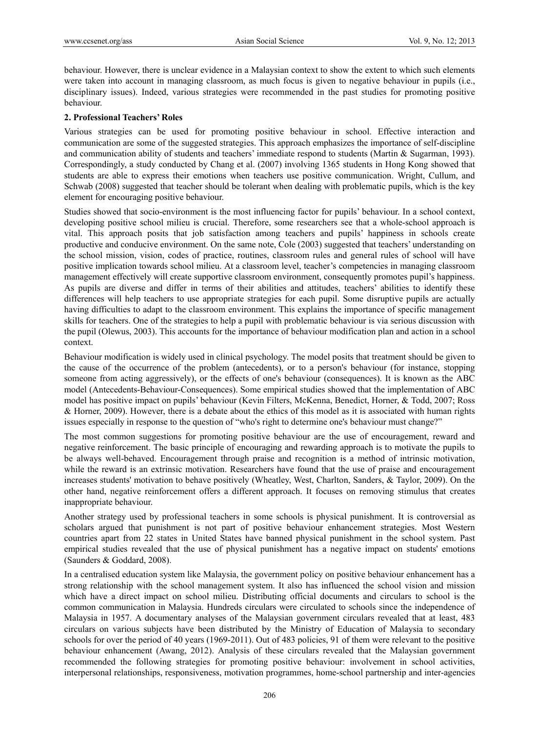behaviour. However, there is unclear evidence in a Malaysian context to show the extent to which such elements were taken into account in managing classroom, as much focus is given to negative behaviour in pupils (i.e., disciplinary issues). Indeed, various strategies were recommended in the past studies for promoting positive behaviour.

## 2. Professional Teachers' Roles

Various strategies can be used for promoting positive behaviour in school. Effective interaction and communication are some of the suggested strategies. This approach emphasizes the importance of self-discipline and communication ability of students and teachers' immediate respond to students (Martin & Sugarman, 1993). Correspondingly, a study conducted by Chang et al. (2007) involving 1365 students in Hong Kong showed that students are able to express their emotions when teachers use positive communication. Wright, Cullum, and Schwab (2008) suggested that teacher should be tolerant when dealing with problematic pupils, which is the key element for encouraging positive behaviour.

Studies showed that socio-environment is the most influencing factor for pupils' behaviour. In a school context, developing positive school milieu is crucial. Therefore, some researchers see that a whole-school approach is vital. This approach posits that job satisfaction among teachers and pupils' happiness in schools create productive and conducive environment. On the same note, Cole (2003) suggested that teachers' understanding on the school mission, vision, codes of practice, routines, classroom rules and general rules of school will have positive implication towards school milieu. At a classroom level, teacher's competencies in managing classroom management effectively will create supportive classroom environment, consequently promotes pupil's happiness. As pupils are diverse and differ in terms of their abilities and attitudes, teachers' abilities to identify these differences will help teachers to use appropriate strategies for each pupil. Some disruptive pupils are actually having difficulties to adapt to the classroom environment. This explains the importance of specific management skills for teachers. One of the strategies to help a pupil with problematic behaviour is via serious discussion with the pupil (Olewus, 2003). This accounts for the importance of behaviour modification plan and action in a school context.

Behaviour modification is widely used in clinical psychology. The model posits that treatment should be given to the cause of the occurrence of the problem (antecedents), or to a person's behaviour (for instance, stopping someone from acting aggressively), or the effects of one's behaviour (consequences). It is known as the ABC model (Antecedents-Behaviour-Consequences). Some empirical studies showed that the implementation of ABC model has positive impact on pupils' behaviour (Kevin Filters, McKenna, Benedict, Horner, & Todd, 2007; Ross & Horner, 2009). However, there is a debate about the ethics of this model as it is associated with human rights issues especially in response to the question of "who's right to determine one's behaviour must change?"

The most common suggestions for promoting positive behaviour are the use of encouragement, reward and negative reinforcement. The basic principle of encouraging and rewarding approach is to motivate the pupils to be always well-behaved. Encouragement through praise and recognition is a method of intrinsic motivation, while the reward is an extrinsic motivation. Researchers have found that the use of praise and encouragement increases students' motivation to behave positively (Wheatley, West, Charlton, Sanders, & Taylor, 2009). On the other hand, negative reinforcement offers a different approach. It focuses on removing stimulus that creates inappropriate behaviour.

Another strategy used by professional teachers in some schools is physical punishment. It is controversial as scholars argued that punishment is not part of positive behaviour enhancement strategies. Most Western countries apart from 22 states in United States have banned physical punishment in the school system. Past empirical studies revealed that the use of physical punishment has a negative impact on students' emotions (Saunders & Goddard, 2008).

In a centralised education system like Malaysia, the government policy on positive behaviour enhancement has a strong relationship with the school management system. It also has influenced the school vision and mission which have a direct impact on school milieu. Distributing official documents and circulars to school is the common communication in Malaysia. Hundreds circulars were circulated to schools since the independence of Malaysia in 1957. A documentary analyses of the Malaysian government circulars revealed that at least, 483 circulars on various subjects have been distributed by the Ministry of Education of Malaysia to secondary schools for over the period of 40 years (1969-2011). Out of 483 policies, 91 of them were relevant to the positive behaviour enhancement (Awang, 2012). Analysis of these circulars revealed that the Malaysian government recommended the following strategies for promoting positive behaviour: involvement in school activities, interpersonal relationships, responsiveness, motivation programmes, home-school partnership and inter-agencies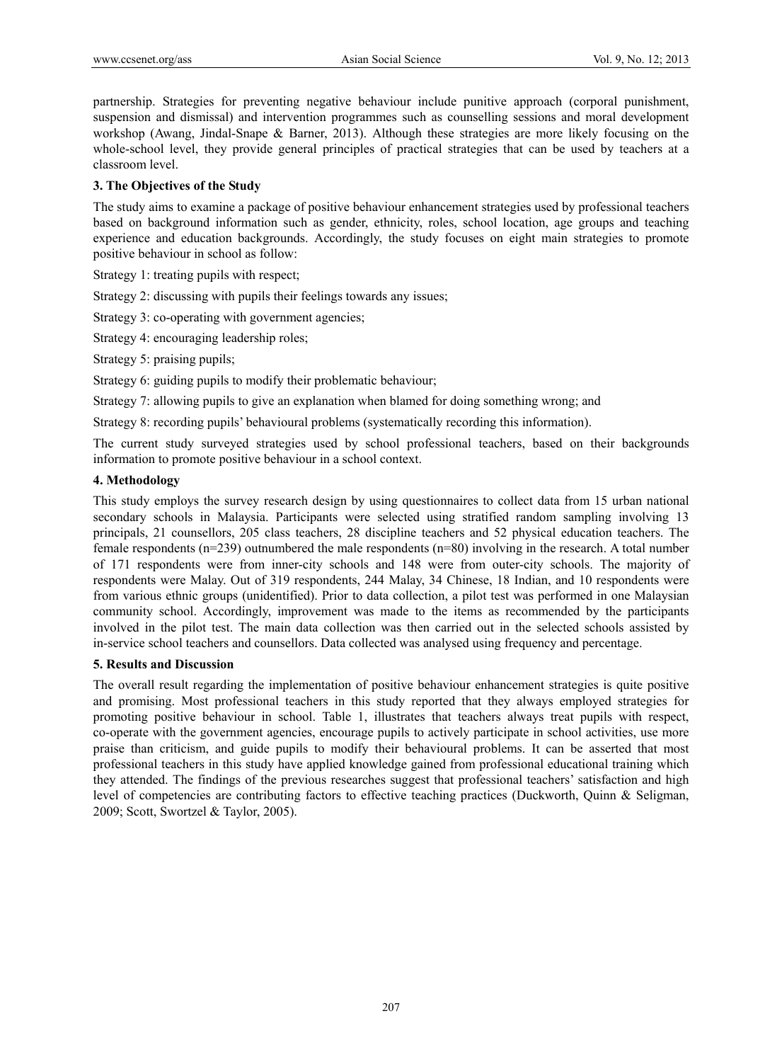partnership. Strategies for preventing negative behaviour include punitive approach (corporal punishment, suspension and dismissal) and intervention programmes such as counselling sessions and moral development workshop (Awang, Jindal-Snape & Barner, 2013). Although these strategies are more likely focusing on the whole-school level, they provide general principles of practical strategies that can be used by teachers at a classroom level.

### 3. The Objectives of the Study

The study aims to examine a package of positive behaviour enhancement strategies used by professional teachers based on background information such as gender, ethnicity, roles, school location, age groups and teaching experience and education backgrounds. Accordingly, the study focuses on eight main strategies to promote positive behaviour in school as follow:

Strategy 1: treating pupils with respect;

Strategy 2: discussing with pupils their feelings towards any issues;

Strategy 3: co-operating with government agencies;

Strategy 4: encouraging leadership roles;

Strategy 5: praising pupils;

Strategy 6: guiding pupils to modify their problematic behaviour;

Strategy 7: allowing pupils to give an explanation when blamed for doing something wrong; and

Strategy 8: recording pupils' behavioural problems (systematically recording this information).

The current study surveyed strategies used by school professional teachers, based on their backgrounds information to promote positive behaviour in a school context.

### 4. Methodology

This study employs the survey research design by using questionnaires to collect data from 15 urban national secondary schools in Malaysia. Participants were selected using stratified random sampling involving 13 principals, 21 counsellors, 205 class teachers, 28 discipline teachers and 52 physical education teachers. The female respondents (n=239) outnumbered the male respondents (n=80) involving in the research. A total number of 171 respondents were from inner-city schools and 148 were from outer-city schools. The majority of respondents were Malay. Out of 319 respondents, 244 Malay, 34 Chinese, 18 Indian, and 10 respondents were from various ethnic groups (unidentified). Prior to data collection, a pilot test was performed in one Malaysian community school. Accordingly, improvement was made to the items as recommended by the participants involved in the pilot test. The main data collection was then carried out in the selected schools assisted by in-service school teachers and counsellors. Data collected was analysed using frequency and percentage.

### 5. Results and Discussion

The overall result regarding the implementation of positive behaviour enhancement strategies is quite positive and promising. Most professional teachers in this study reported that they always employed strategies for promoting positive behaviour in school. Table 1, illustrates that teachers always treat pupils with respect, co-operate with the government agencies, encourage pupils to actively participate in school activities, use more praise than criticism, and guide pupils to modify their behavioural problems. It can be asserted that most professional teachers in this study have applied knowledge gained from professional educational training which they attended. The findings of the previous researches suggest that professional teachers' satisfaction and high level of competencies are contributing factors to effective teaching practices (Duckworth, Quinn & Seligman, 2009; Scott, Swortzel & Taylor, 2005).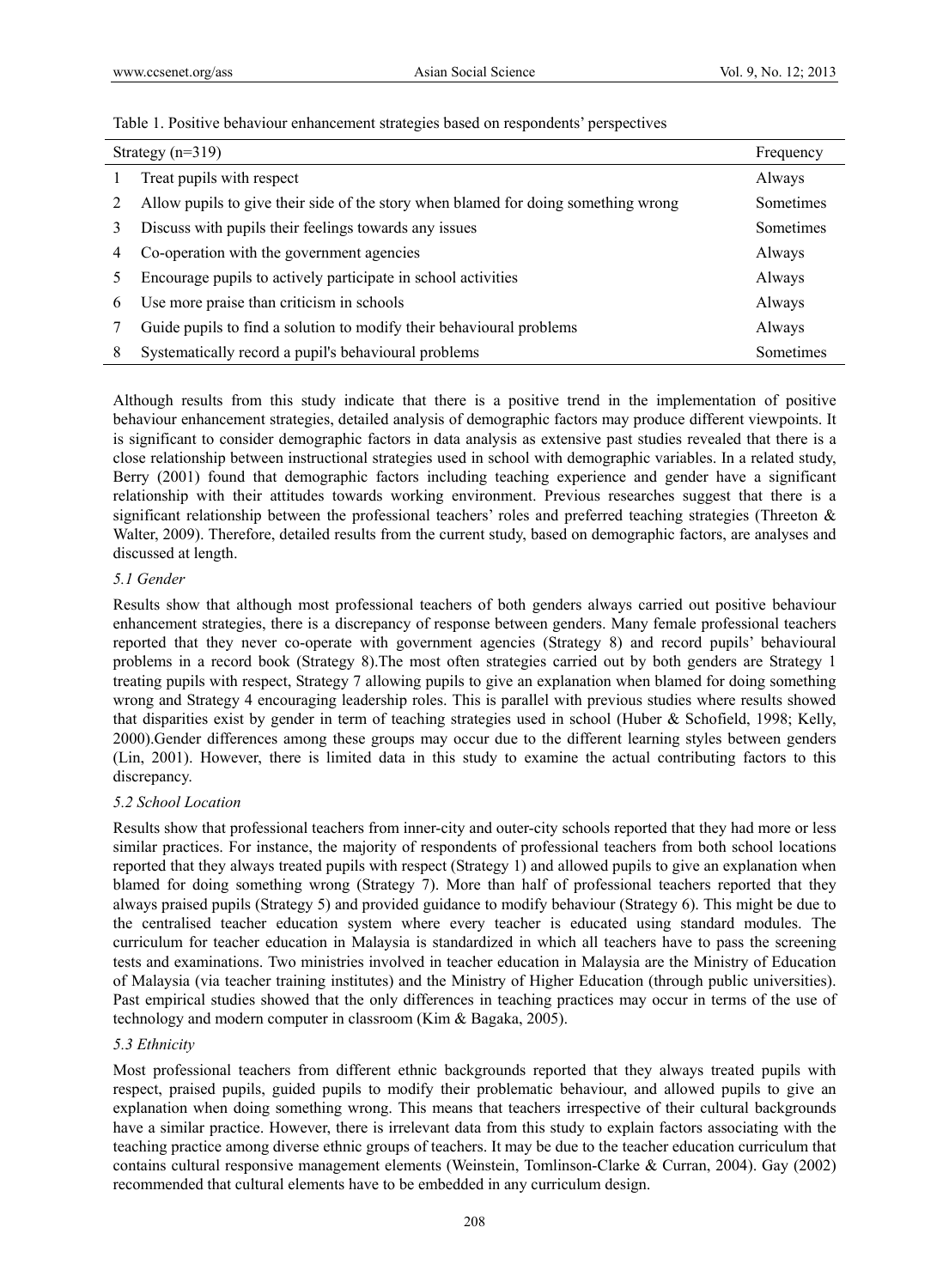Table 1. Positive behaviour enhancement strategies based on respondents' perspectives

| | Strategy (n=319) | Frequency |
|---|---|---|
| 1 | Treat pupils with respect | Always |
| 2 | Allow pupils to give their side of the story when blamed for doing something wrong | Sometimes |
| 3 | Discuss with pupils their feelings towards any issues | Sometimes |
| 4 | Co-operation with the government agencies | Always |
| 5 | Encourage pupils to actively participate in school activities | Always |
| 6 | Use more praise than criticism in schools | Always |
| 7 | Guide pupils to find a solution to modify their behavioural problems | Always |
| 8 | Systematically record a pupil's behavioural problems | Sometimes |

Although results from this study indicate that there is a positive trend in the implementation of positive behaviour enhancement strategies, detailed analysis of demographic factors may produce different viewpoints. It is significant to consider demographic factors in data analysis as extensive past studies revealed that there is a close relationship between instructional strategies used in school with demographic variables. In a related study, Berry (2001) found that demographic factors including teaching experience and gender have a significant relationship with their attitudes towards working environment. Previous researches suggest that there is a significant relationship between the professional teachers' roles and preferred teaching strategies (Threeton & Walter, 2009). Therefore, detailed results from the current study, based on demographic factors, are analyses and discussed at length.

### *5.1 Gender*

Results show that although most professional teachers of both genders always carried out positive behaviour enhancement strategies, there is a discrepancy of response between genders. Many female professional teachers reported that they never co-operate with government agencies (Strategy 8) and record pupils' behavioural problems in a record book (Strategy 8).The most often strategies carried out by both genders are Strategy 1 treating pupils with respect, Strategy 7 allowing pupils to give an explanation when blamed for doing something wrong and Strategy 4 encouraging leadership roles. This is parallel with previous studies where results showed that disparities exist by gender in term of teaching strategies used in school (Huber & Schofield, 1998; Kelly, 2000).Gender differences among these groups may occur due to the different learning styles between genders (Lin, 2001). However, there is limited data in this study to examine the actual contributing factors to this discrepancy.

### *5.2 School Location*

Results show that professional teachers from inner-city and outer-city schools reported that they had more or less similar practices. For instance, the majority of respondents of professional teachers from both school locations reported that they always treated pupils with respect (Strategy 1) and allowed pupils to give an explanation when blamed for doing something wrong (Strategy 7). More than half of professional teachers reported that they always praised pupils (Strategy 5) and provided guidance to modify behaviour (Strategy 6). This might be due to the centralised teacher education system where every teacher is educated using standard modules. The curriculum for teacher education in Malaysia is standardized in which all teachers have to pass the screening tests and examinations. Two ministries involved in teacher education in Malaysia are the Ministry of Education of Malaysia (via teacher training institutes) and the Ministry of Higher Education (through public universities). Past empirical studies showed that the only differences in teaching practices may occur in terms of the use of technology and modern computer in classroom (Kim & Bagaka, 2005).

### *5.3 Ethnicity*

Most professional teachers from different ethnic backgrounds reported that they always treated pupils with respect, praised pupils, guided pupils to modify their problematic behaviour, and allowed pupils to give an explanation when doing something wrong. This means that teachers irrespective of their cultural backgrounds have a similar practice. However, there is irrelevant data from this study to explain factors associating with the teaching practice among diverse ethnic groups of teachers. It may be due to the teacher education curriculum that contains cultural responsive management elements (Weinstein, Tomlinson-Clarke & Curran, 2004). Gay (2002) recommended that cultural elements have to be embedded in any curriculum design.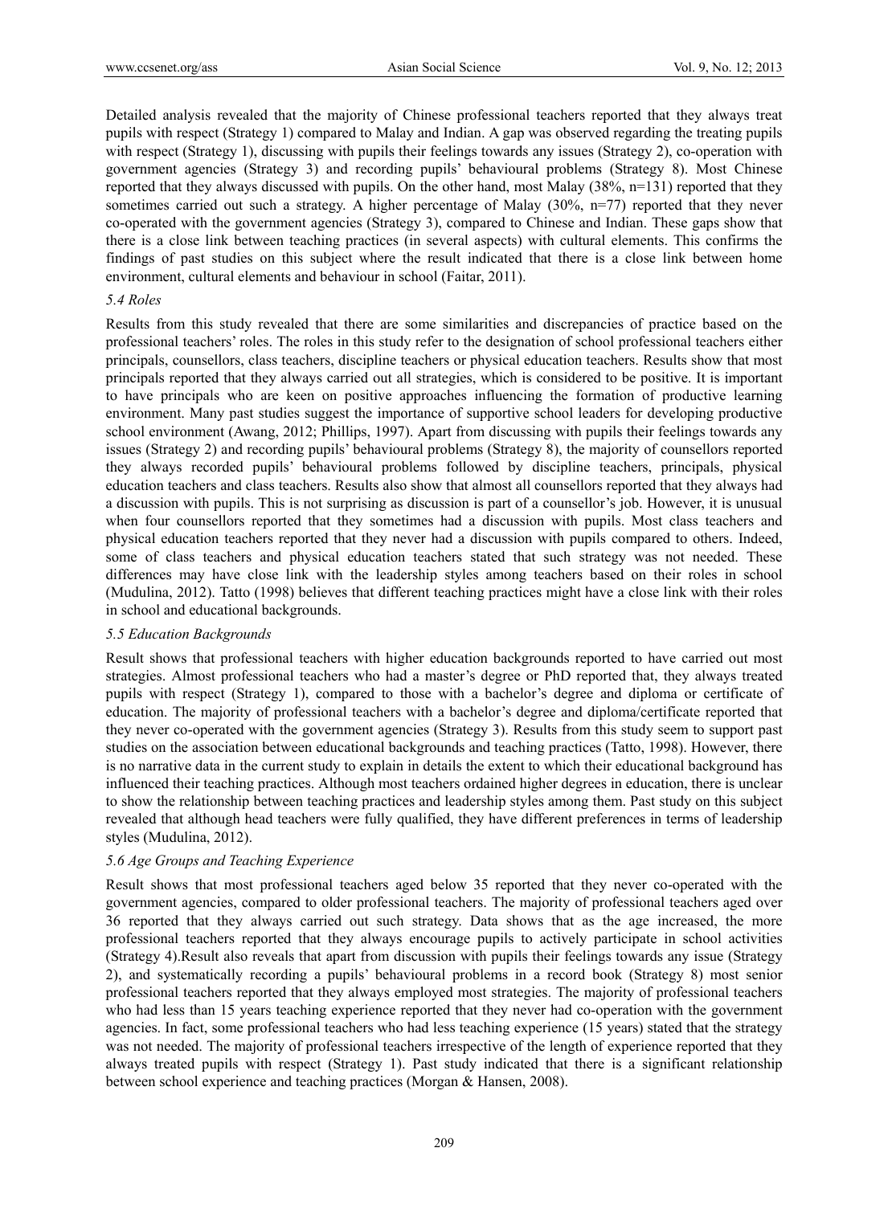Detailed analysis revealed that the majority of Chinese professional teachers reported that they always treat pupils with respect (Strategy 1) compared to Malay and Indian. A gap was observed regarding the treating pupils with respect (Strategy 1), discussing with pupils their feelings towards any issues (Strategy 2), co-operation with government agencies (Strategy 3) and recording pupils' behavioural problems (Strategy 8). Most Chinese reported that they always discussed with pupils. On the other hand, most Malay (38%, n=131) reported that they sometimes carried out such a strategy. A higher percentage of Malay (30%, n=77) reported that they never co-operated with the government agencies (Strategy 3), compared to Chinese and Indian. These gaps show that there is a close link between teaching practices (in several aspects) with cultural elements. This confirms the findings of past studies on this subject where the result indicated that there is a close link between home environment, cultural elements and behaviour in school (Faitar, 2011).

### *5.4 Roles*

Results from this study revealed that there are some similarities and discrepancies of practice based on the professional teachers' roles. The roles in this study refer to the designation of school professional teachers either principals, counsellors, class teachers, discipline teachers or physical education teachers. Results show that most principals reported that they always carried out all strategies, which is considered to be positive. It is important to have principals who are keen on positive approaches influencing the formation of productive learning environment. Many past studies suggest the importance of supportive school leaders for developing productive school environment (Awang, 2012; Phillips, 1997). Apart from discussing with pupils their feelings towards any issues (Strategy 2) and recording pupils' behavioural problems (Strategy 8), the majority of counsellors reported they always recorded pupils' behavioural problems followed by discipline teachers, principals, physical education teachers and class teachers. Results also show that almost all counsellors reported that they always had a discussion with pupils. This is not surprising as discussion is part of a counsellor's job. However, it is unusual when four counsellors reported that they sometimes had a discussion with pupils. Most class teachers and physical education teachers reported that they never had a discussion with pupils compared to others. Indeed, some of class teachers and physical education teachers stated that such strategy was not needed. These differences may have close link with the leadership styles among teachers based on their roles in school (Mudulina, 2012). Tatto (1998) believes that different teaching practices might have a close link with their roles in school and educational backgrounds.

### *5.5 Education Backgrounds*

Result shows that professional teachers with higher education backgrounds reported to have carried out most strategies. Almost professional teachers who had a master's degree or PhD reported that, they always treated pupils with respect (Strategy 1), compared to those with a bachelor's degree and diploma or certificate of education. The majority of professional teachers with a bachelor's degree and diploma/certificate reported that they never co-operated with the government agencies (Strategy 3). Results from this study seem to support past studies on the association between educational backgrounds and teaching practices (Tatto, 1998). However, there is no narrative data in the current study to explain in details the extent to which their educational background has influenced their teaching practices. Although most teachers ordained higher degrees in education, there is unclear to show the relationship between teaching practices and leadership styles among them. Past study on this subject revealed that although head teachers were fully qualified, they have different preferences in terms of leadership styles (Mudulina, 2012).

### *5.6 Age Groups and Teaching Experience*

Result shows that most professional teachers aged below 35 reported that they never co-operated with the government agencies, compared to older professional teachers. The majority of professional teachers aged over 36 reported that they always carried out such strategy. Data shows that as the age increased, the more professional teachers reported that they always encourage pupils to actively participate in school activities (Strategy 4).Result also reveals that apart from discussion with pupils their feelings towards any issue (Strategy 2), and systematically recording a pupils' behavioural problems in a record book (Strategy 8) most senior professional teachers reported that they always employed most strategies. The majority of professional teachers who had less than 15 years teaching experience reported that they never had co-operation with the government agencies. In fact, some professional teachers who had less teaching experience (15 years) stated that the strategy was not needed. The majority of professional teachers irrespective of the length of experience reported that they always treated pupils with respect (Strategy 1). Past study indicated that there is a significant relationship between school experience and teaching practices (Morgan & Hansen, 2008).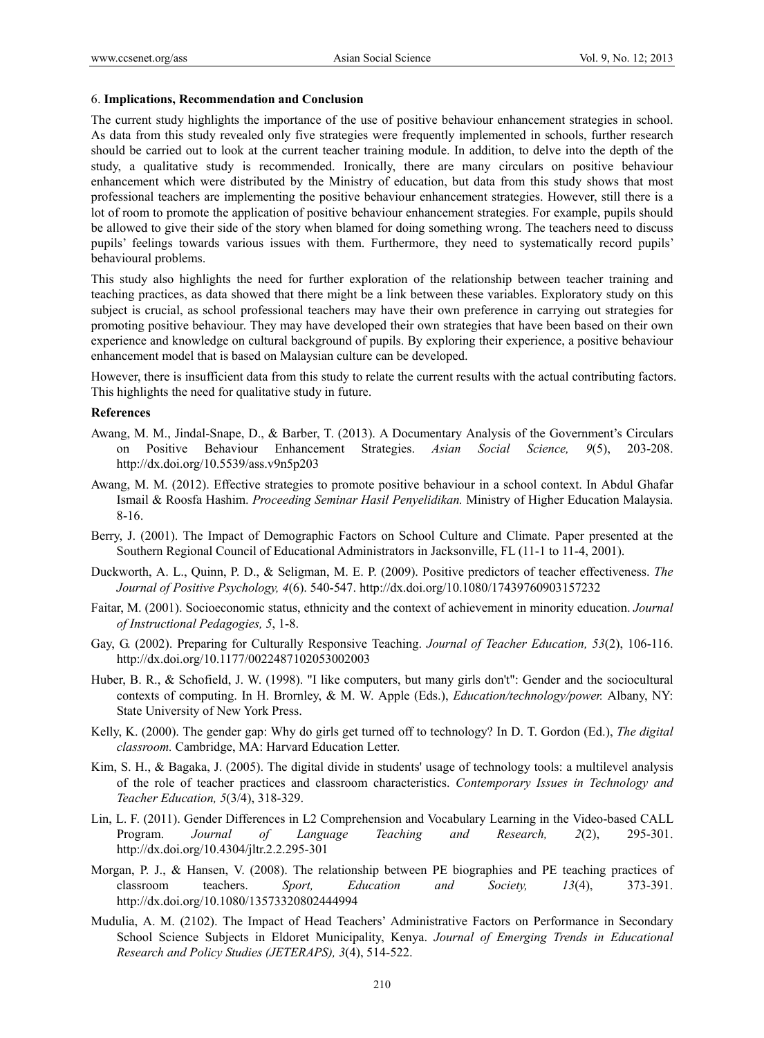## 6. Implications, Recommendation and Conclusion

The current study highlights the importance of the use of positive behaviour enhancement strategies in school. As data from this study revealed only five strategies were frequently implemented in schools, further research should be carried out to look at the current teacher training module. In addition, to delve into the depth of the study, a qualitative study is recommended. Ironically, there are many circulars on positive behaviour enhancement which were distributed by the Ministry of education, but data from this study shows that most professional teachers are implementing the positive behaviour enhancement strategies. However, still there is a lot of room to promote the application of positive behaviour enhancement strategies. For example, pupils should be allowed to give their side of the story when blamed for doing something wrong. The teachers need to discuss pupils' feelings towards various issues with them. Furthermore, they need to systematically record pupils' behavioural problems.

This study also highlights the need for further exploration of the relationship between teacher training and teaching practices, as data showed that there might be a link between these variables. Exploratory study on this subject is crucial, as school professional teachers may have their own preference in carrying out strategies for promoting positive behaviour. They may have developed their own strategies that have been based on their own experience and knowledge on cultural background of pupils. By exploring their experience, a positive behaviour enhancement model that is based on Malaysian culture can be developed.

However, there is insufficient data from this study to relate the current results with the actual contributing factors. This highlights the need for qualitative study in future.

## References

Awang, M. M., Jindal-Snape, D., & Barber, T. (2013). A Documentary Analysis of the Government's Circulars on Positive Behaviour Enhancement Strategies. *Asian Social Science, 9*(5), 203-208. http://dx.doi.org/10.5539/ass.v9n5p203

Awang, M. M. (2012). Effective strategies to promote positive behaviour in a school context. In Abdul Ghafar Ismail & Roosfa Hashim. *Proceeding Seminar Hasil Penyelidikan.* Ministry of Higher Education Malaysia. 8-16.

Berry, J. (2001). The Impact of Demographic Factors on School Culture and Climate. Paper presented at the Southern Regional Council of Educational Administrators in Jacksonville, FL (11-1 to 11-4, 2001).

Duckworth, A. L., Quinn, P. D., & Seligman, M. E. P. (2009). Positive predictors of teacher effectiveness. *The Journal of Positive Psychology, 4*(6). 540-547. http://dx.doi.org/10.1080/17439760903157232

Faitar, M. (2001). Socioeconomic status, ethnicity and the context of achievement in minority education. *Journal of Instructional Pedagogies, 5*, 1-8.

Gay, G. (2002). Preparing for Culturally Responsive Teaching. *Journal of Teacher Education, 53*(2), 106-116. http://dx.doi.org/10.1177/0022487102053002003

Huber, B. R., & Schofield, J. W. (1998). "I like computers, but many girls don't": Gender and the sociocultural contexts of computing. In H. Brornley, & M. W. Apple (Eds.), *Education/technology/power.* Albany, NY: State University of New York Press.

Kelly, K. (2000). The gender gap: Why do girls get turned off to technology? In D. T. Gordon (Ed.), *The digital classroom.* Cambridge, MA: Harvard Education Letter.

Kim, S. H., & Bagaka, J. (2005). The digital divide in students' usage of technology tools: a multilevel analysis of the role of teacher practices and classroom characteristics. *Contemporary Issues in Technology and Teacher Education, 5*(3/4), 318-329.

Lin, L. F. (2011). Gender Differences in L2 Comprehension and Vocabulary Learning in the Video-based CALL Program. *Journal of Language Teaching and Research, 2*(2), 295-301. http://dx.doi.org/10.4304/jltr.2.2.295-301

Morgan, P. J., & Hansen, V. (2008). The relationship between PE biographies and PE teaching practices of classroom teachers. *Sport, Education and Society, 13*(4), 373-391. http://dx.doi.org/10.1080/13573320802444994

Mudulia, A. M. (2102). The Impact of Head Teachers' Administrative Factors on Performance in Secondary School Science Subjects in Eldoret Municipality, Kenya. *Journal of Emerging Trends in Educational Research and Policy Studies (JETERAPS), 3*(4), 514-522.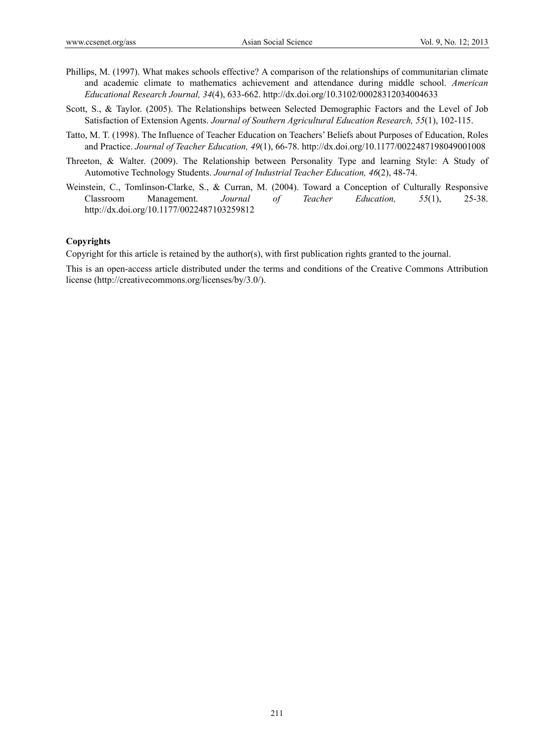Phillips, M. (1997). What makes schools effective? A comparison of the relationships of communitarian climate and academic climate to mathematics achievement and attendance during middle school. *American Educational Research Journal, 34*(4), 633-662. http://dx.doi.org/10.3102/00028312034004633

Scott, S., & Taylor. (2005). The Relationships between Selected Demographic Factors and the Level of Job Satisfaction of Extension Agents. *Journal of Southern Agricultural Education Research, 55*(1), 102-115.

Tatto, M. T. (1998). The Influence of Teacher Education on Teachers' Beliefs about Purposes of Education, Roles and Practice. *Journal of Teacher Education, 49*(1), 66-78. http://dx.doi.org/10.1177/0022487198049001008

Threeton, & Walter. (2009). The Relationship between Personality Type and learning Style: A Study of Automotive Technology Students. *Journal of Industrial Teacher Education, 46*(2), 48-74.

Weinstein, C., Tomlinson-Clarke, S., & Curran, M. (2004). Toward a Conception of Culturally Responsive Classroom Management. *Journal of Teacher Education, 55*(1), 25-38. http://dx.doi.org/10.1177/0022487103259812

**Copyrights**

Copyright for this article is retained by the author(s), with first publication rights granted to the journal.

This is an open-access article distributed under the terms and conditions of the Creative Commons Attribution license (http://creativecommons.org/licenses/by/3.0/).